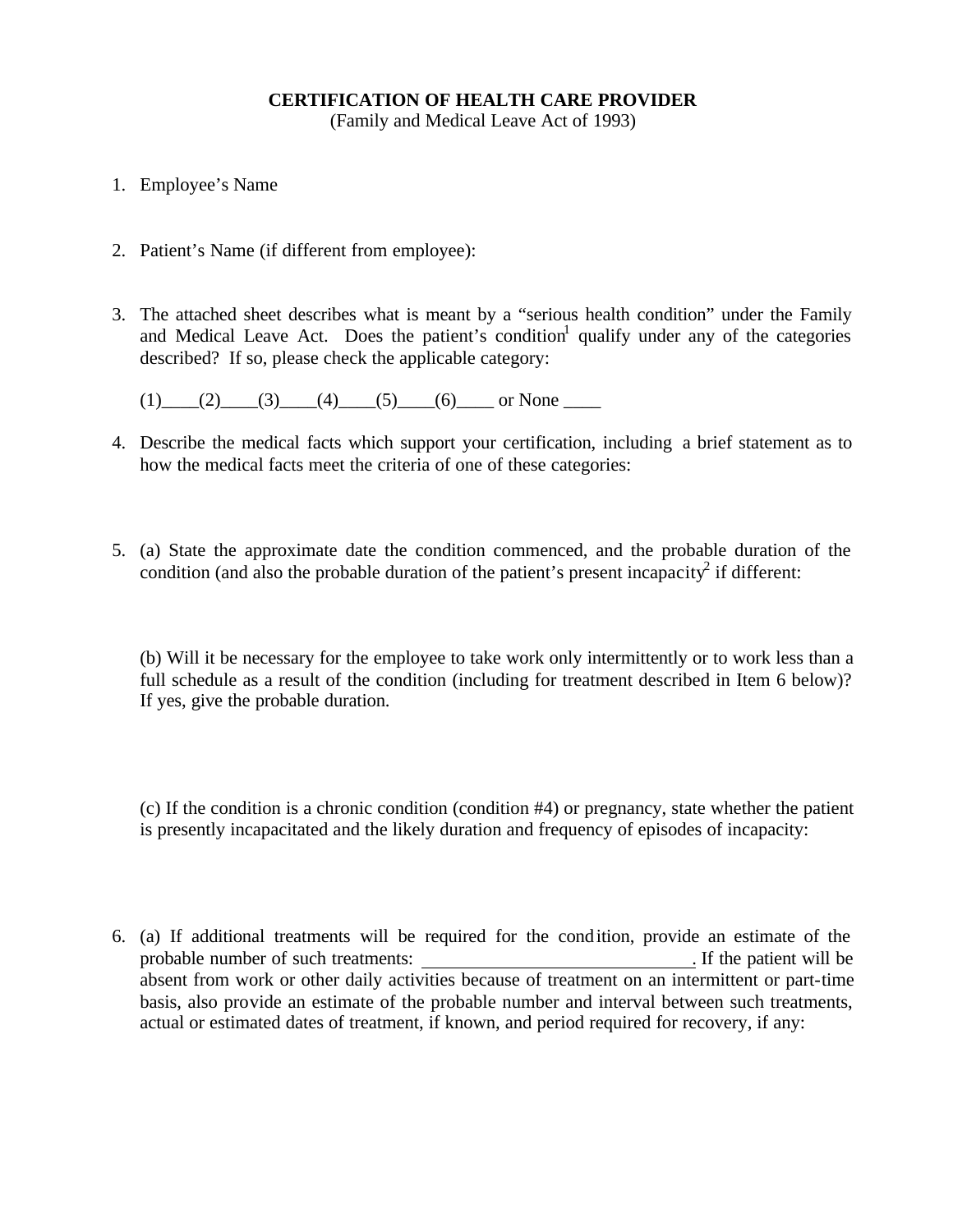# CERTIFICATION OF HEALTH CARE PROVIDER

(Family and Medical Leave Act of 1993)

1. Employee's Name

2. Patient's Name (if different from employee):

3. The attached sheet describes what is meant by a "serious health condition" under the Family and Medical Leave Act. Does the patient's condition[1] qualify under any of the categories described? If so, please check the applicable category:

   (1)____(2)____(3)____(4)____(5)____(6)____ or None ____

4. Describe the medical facts which support your certification, including a brief statement as to how the medical facts meet the criteria of one of these categories:

5. (a) State the approximate date the condition commenced, and the probable duration of the condition (and also the probable duration of the patient's present incapacity[2] if different:

   (b) Will it be necessary for the employee to take work only intermittently or to work less than a full schedule as a result of the condition (including for treatment described in Item 6 below)? If yes, give the probable duration.

   (c) If the condition is a chronic condition (condition #4) or pregnancy, state whether the patient is presently incapacitated and the likely duration and frequency of episodes of incapacity:

6. (a) If additional treatments will be required for the condition, provide an estimate of the probable number of such treatments: ______________________________. If the patient will be absent from work or other daily activities because of treatment on an intermittent or part-time basis, also provide an estimate of the probable number and interval between such treatments, actual or estimated dates of treatment, if known, and period required for recovery, if any: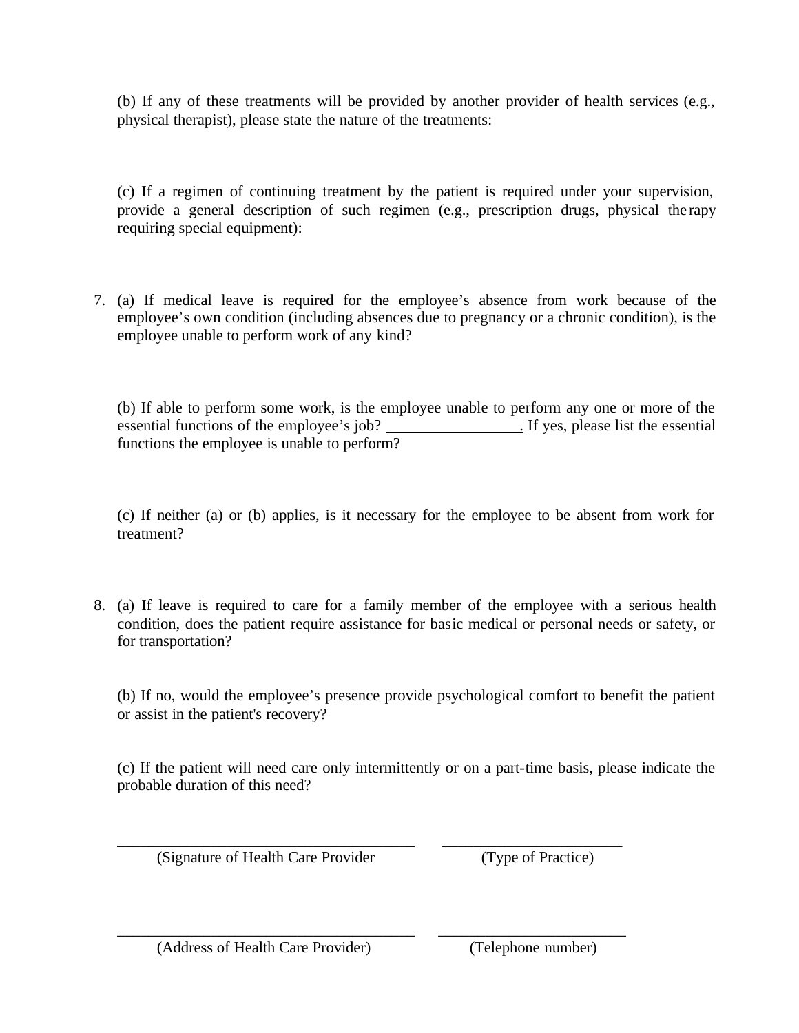(b) If any of these treatments will be provided by another provider of health services (e.g., physical therapist), please state the nature of the treatments:

(c) If a regimen of continuing treatment by the patient is required under your supervision, provide a general description of such regimen (e.g., prescription drugs, physical therapy requiring special equipment):

7. (a) If medical leave is required for the employee's absence from work because of the employee's own condition (including absences due to pregnancy or a chronic condition), is the employee unable to perform work of any kind?

   (b) If able to perform some work, is the employee unable to perform any one or more of the essential functions of the employee's job? \_\_\_\_\_\_\_\_\_\_\_\_\_\_\_\_. If yes, please list the essential functions the employee is unable to perform?

   (c) If neither (a) or (b) applies, is it necessary for the employee to be absent from work for treatment?

8. (a) If leave is required to care for a family member of the employee with a serious health condition, does the patient require assistance for basic medical or personal needs or safety, or for transportation?

   (b) If no, would the employee's presence provide psychological comfort to benefit the patient or assist in the patient's recovery?

   (c) If the patient will need care only intermittently or on a part-time basis, please indicate the probable duration of this need?

\_\_\_\_\_\_\_\_\_\_\_\_\_\_\_\_\_\_\_\_\_\_\_\_\_\_\_\_\_\_\_\_\_\_\_\_\_\_ \_\_\_\_\_\_\_\_\_\_\_\_\_\_\_\_\_\_\_\_\_\_\_

(Signature of Health Care Provider (Type of Practice)

\_\_\_\_\_\_\_\_\_\_\_\_\_\_\_\_\_\_\_\_\_\_\_\_\_\_\_\_\_\_\_\_\_\_\_\_\_\_ \_\_\_\_\_\_\_\_\_\_\_\_\_\_\_\_\_\_\_\_\_\_\_\_

(Address of Health Care Provider) (Telephone number)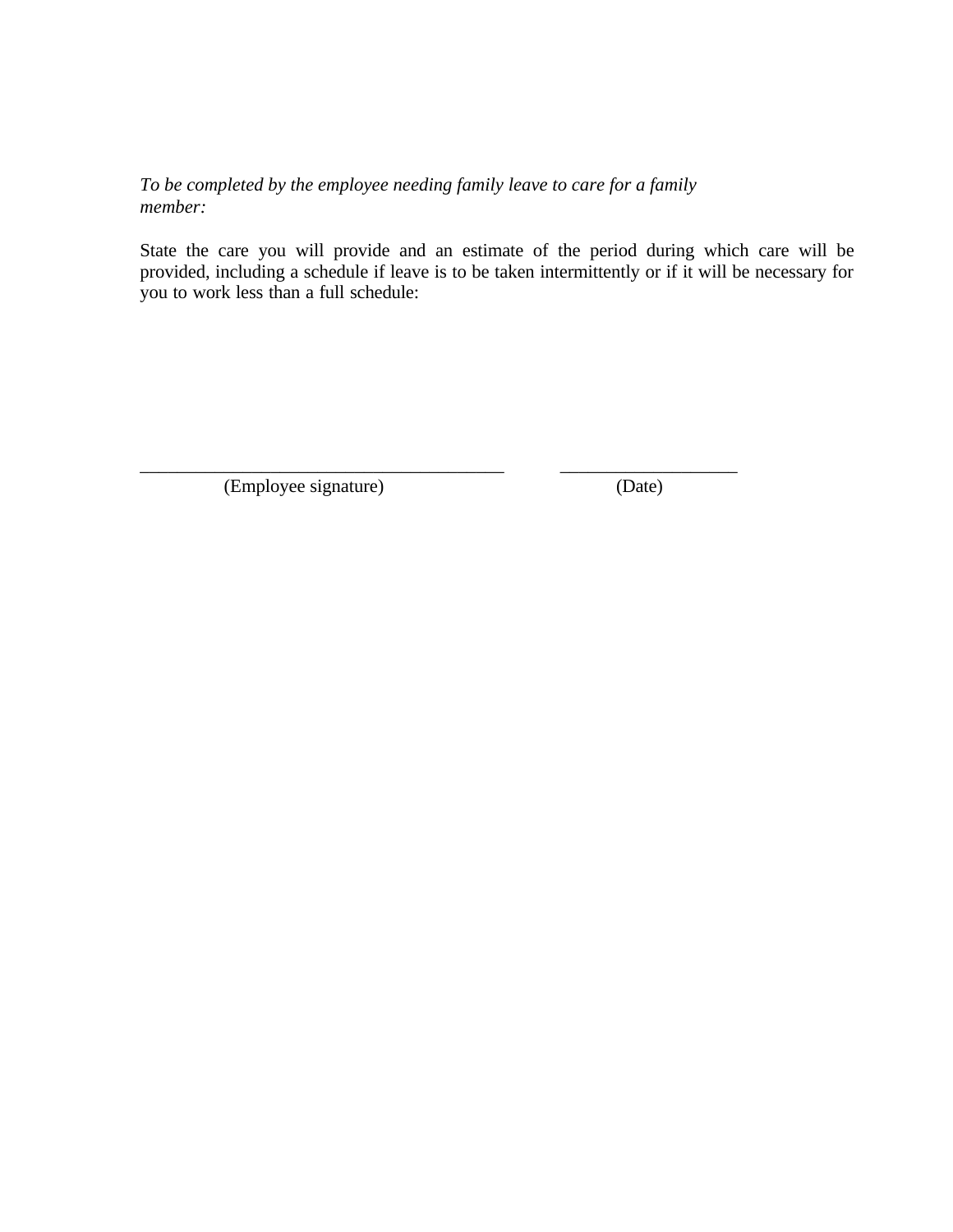*To be completed by the employee needing family leave to care for a family member:*

State the care you will provide and an estimate of the period during which care will be provided, including a schedule if leave is to be taken intermittently or if it will be necessary for you to work less than a full schedule:

_________________________________________ ____________________

(Employee signature) (Date)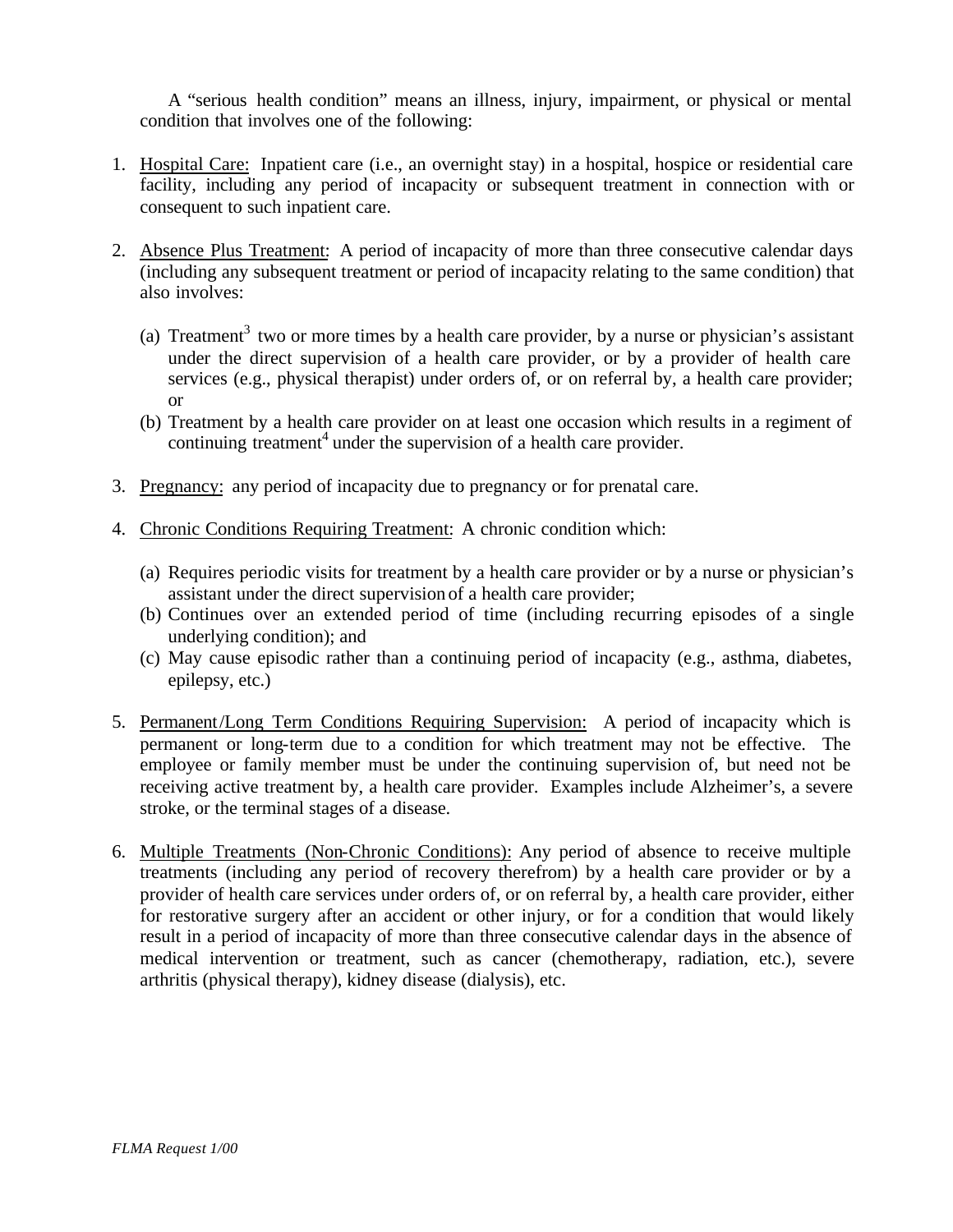A "serious health condition" means an illness, injury, impairment, or physical or mental condition that involves one of the following:

1. <u>Hospital Care:</u> Inpatient care (i.e., an overnight stay) in a hospital, hospice or residential care facility, including any period of incapacity or subsequent treatment in connection with or consequent to such inpatient care.

2. <u>Absence Plus Treatment</u>: A period of incapacity of more than three consecutive calendar days (including any subsequent treatment or period of incapacity relating to the same condition) that also involves:

   (a) Treatment[3] two or more times by a health care provider, by a nurse or physician's assistant under the direct supervision of a health care provider, or by a provider of health care services (e.g., physical therapist) under orders of, or on referral by, a health care provider; or
   
   (b) Treatment by a health care provider on at least one occasion which results in a regiment of continuing treatment[4] under the supervision of a health care provider.

3. <u>Pregnancy:</u> any period of incapacity due to pregnancy or for prenatal care.

4. <u>Chronic Conditions Requiring Treatment</u>: A chronic condition which:

   (a) Requires periodic visits for treatment by a health care provider or by a nurse or physician's assistant under the direct supervision of a health care provider;
   
   (b) Continues over an extended period of time (including recurring episodes of a single underlying condition); and
   
   (c) May cause episodic rather than a continuing period of incapacity (e.g., asthma, diabetes, epilepsy, etc.)

5. <u>Permanent/Long Term Conditions Requiring Supervision:</u> A period of incapacity which is permanent or long-term due to a condition for which treatment may not be effective. The employee or family member must be under the continuing supervision of, but need not be receiving active treatment by, a health care provider. Examples include Alzheimer's, a severe stroke, or the terminal stages of a disease.

6. <u>Multiple Treatments (Non-Chronic Conditions):</u> Any period of absence to receive multiple treatments (including any period of recovery therefrom) by a health care provider or by a provider of health care services under orders of, or on referral by, a health care provider, either for restorative surgery after an accident or other injury, or for a condition that would likely result in a period of incapacity of more than three consecutive calendar days in the absence of medical intervention or treatment, such as cancer (chemotherapy, radiation, etc.), severe arthritis (physical therapy), kidney disease (dialysis), etc.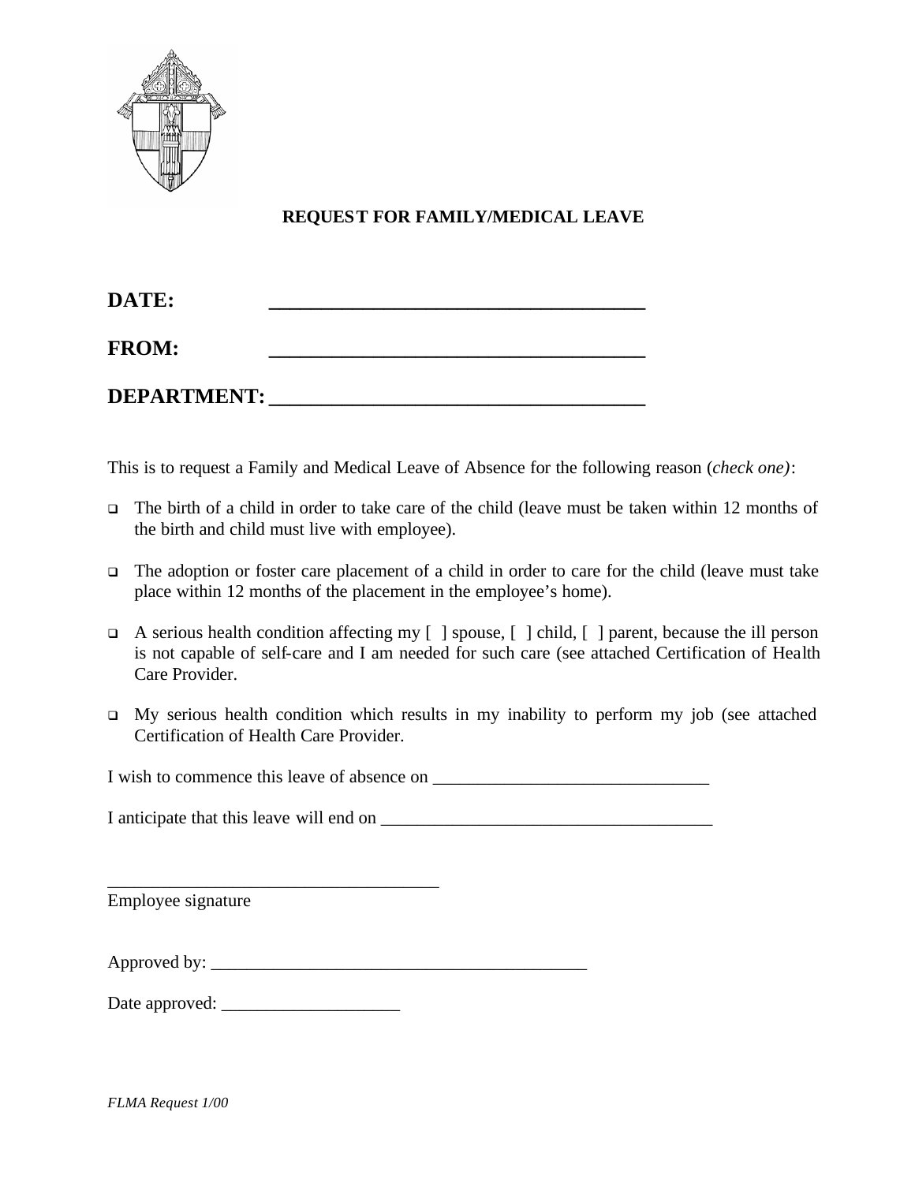**REQUEST FOR FAMILY/MEDICAL LEAVE**

**DATE:** ____________________________________

**FROM:** ____________________________________

**DEPARTMENT:** ____________________________________

This is to request a Family and Medical Leave of Absence for the following reason (*check one)*:

- ❑ The birth of a child in order to take care of the child (leave must be taken within 12 months of the birth and child must live with employee).
- ❑ The adoption or foster care placement of a child in order to care for the child (leave must take place within 12 months of the placement in the employee's home).
- ❑ A serious health condition affecting my [ ] spouse, [ ] child, [ ] parent, because the ill person is not capable of self-care and I am needed for such care (see attached Certification of Health Care Provider.
- ❑ My serious health condition which results in my inability to perform my job (see attached Certification of Health Care Provider.

I wish to commence this leave of absence on _______________________________

I anticipate that this leave will end on _____________________________________

______________________________________
Employee signature

Approved by: __________________________________________

Date approved: ____________________

*FLMA Request 1/00*